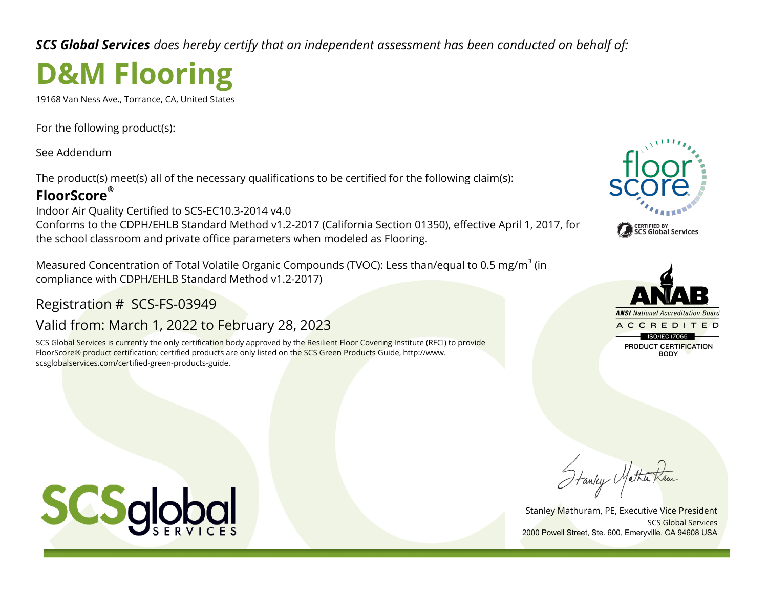***SCS Global Services** does hereby certify that an independent assessment has been conducted on behalf of:*

# D&M Flooring

19168 Van Ness Ave., Torrance, CA, United States

For the following product(s):

See Addendum

The product(s) meet(s) all of the necessary qualifications to be certified for the following claim(s):

**FloorScore®**

Indoor Air Quality Certified to SCS-EC10.3-2014 v4.0
Conforms to the CDPH/EHLB Standard Method v1.2-2017 (California Section 01350), effective April 1, 2017, for the school classroom and private office parameters when modeled as Flooring.

Measured Concentration of Total Volatile Organic Compounds (TVOC): Less than/equal to 0.5 mg/m$^3$ (in compliance with CDPH/EHLB Standard Method v1.2-2017)

Registration # SCS-FS-03949

Valid from: March 1, 2022 to February 28, 2023

SCS Global Services is currently the only certification body approved by the Resilient Floor Covering Institute (RFCI) to provide FloorScore® product certification; certified products are only listed on the SCS Green Products Guide, http://www.scsglobalservices.com/certified-green-products-guide.

floor score
CERTIFIED BY SCS Global Services

ANAB
ANSI National Accreditation Board
ACCREDITED
ISO/IEC 17065
PRODUCT CERTIFICATION BODY

SCSglobal SERVICES

Stanley Mathuram, PE, Executive Vice President
SCS Global Services
2000 Powell Street, Ste. 600, Emeryville, CA 94608 USA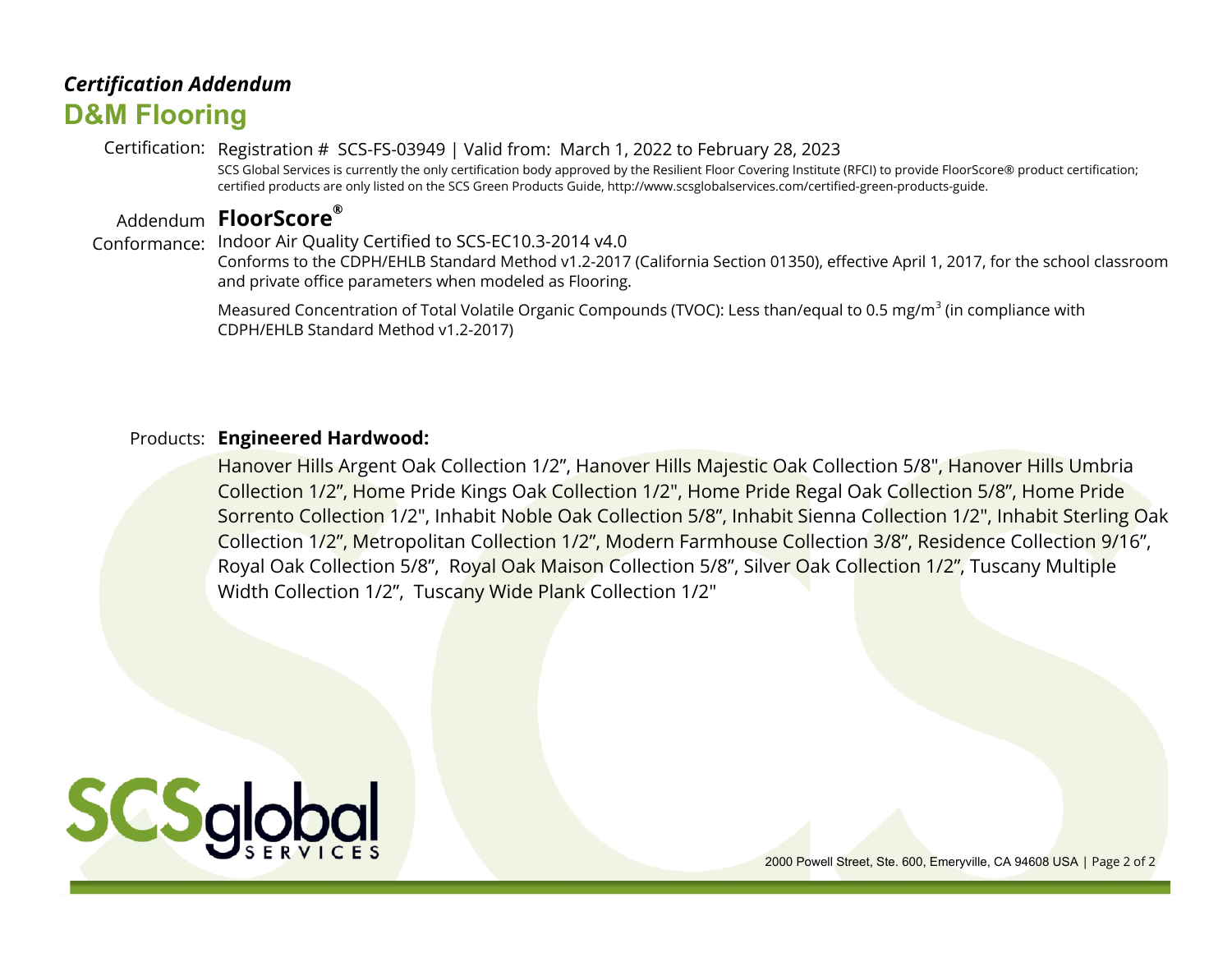***Certification Addendum***

## D&M Flooring

Certification: Registration # SCS-FS-03949 | Valid from: March 1, 2022 to February 28, 2023

SCS Global Services is currently the only certification body approved by the Resilient Floor Covering Institute (RFCI) to provide FloorScore® product certification; certified products are only listed on the SCS Green Products Guide, http://www.scsglobalservices.com/certified-green-products-guide.

Addendum Conformance: **FloorScore®**

Indoor Air Quality Certified to SCS-EC10.3-2014 v4.0

Conforms to the CDPH/EHLB Standard Method v1.2-2017 (California Section 01350), effective April 1, 2017, for the school classroom and private office parameters when modeled as Flooring.

Measured Concentration of Total Volatile Organic Compounds (TVOC): Less than/equal to 0.5 mg/$m^3$ (in compliance with CDPH/EHLB Standard Method v1.2-2017)

Products: **Engineered Hardwood:**

Hanover Hills Argent Oak Collection 1/2", Hanover Hills Majestic Oak Collection 5/8", Hanover Hills Umbria Collection 1/2", Home Pride Kings Oak Collection 1/2", Home Pride Regal Oak Collection 5/8", Home Pride Sorrento Collection 1/2", Inhabit Noble Oak Collection 5/8", Inhabit Sienna Collection 1/2", Inhabit Sterling Oak Collection 1/2", Metropolitan Collection 1/2", Modern Farmhouse Collection 3/8", Residence Collection 9/16", Royal Oak Collection 5/8", Royal Oak Maison Collection 5/8", Silver Oak Collection 1/2", Tuscany Multiple Width Collection 1/2", Tuscany Wide Plank Collection 1/2"

SCSglobal SERVICES

2000 Powell Street, Ste. 600, Emeryville, CA 94608 USA